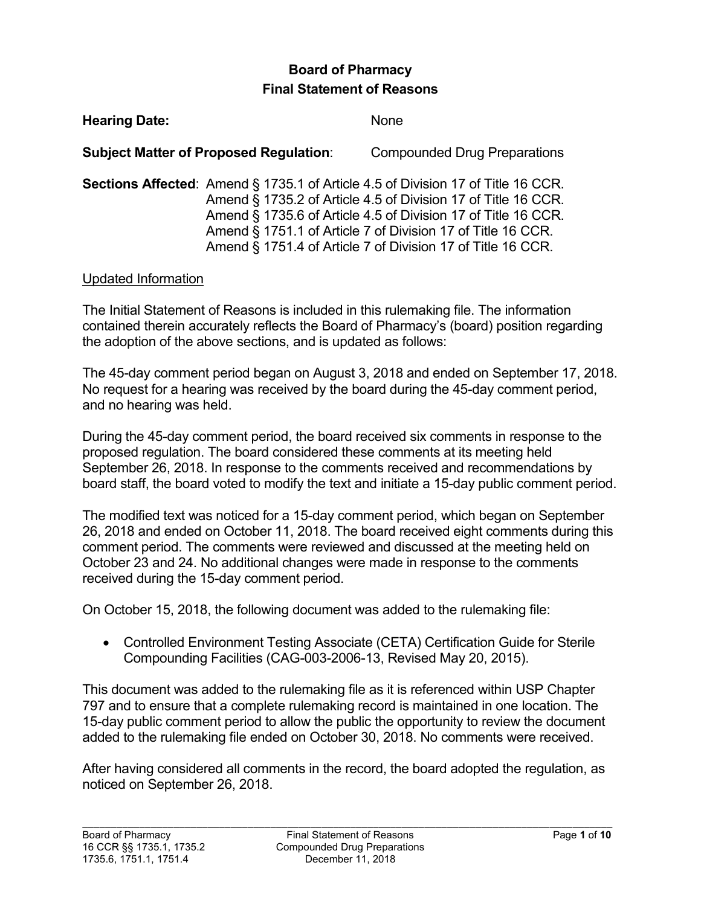# Board of Pharmacy
## Final Statement of Reasons

**Hearing Date:** None

**Subject Matter of Proposed Regulation**: Compounded Drug Preparations

**Sections Affected**: Amend § 1735.1 of Article 4.5 of Division 17 of Title 16 CCR.
Amend § 1735.2 of Article 4.5 of Division 17 of Title 16 CCR.
Amend § 1735.6 of Article 4.5 of Division 17 of Title 16 CCR.
Amend § 1751.1 of Article 7 of Division 17 of Title 16 CCR.
Amend § 1751.4 of Article 7 of Division 17 of Title 16 CCR.

<u>Updated Information</u>

The Initial Statement of Reasons is included in this rulemaking file. The information contained therein accurately reflects the Board of Pharmacy's (board) position regarding the adoption of the above sections, and is updated as follows:

The 45-day comment period began on August 3, 2018 and ended on September 17, 2018. No request for a hearing was received by the board during the 45-day comment period, and no hearing was held.

During the 45-day comment period, the board received six comments in response to the proposed regulation. The board considered these comments at its meeting held September 26, 2018. In response to the comments received and recommendations by board staff, the board voted to modify the text and initiate a 15-day public comment period.

The modified text was noticed for a 15-day comment period, which began on September 26, 2018 and ended on October 11, 2018. The board received eight comments during this comment period. The comments were reviewed and discussed at the meeting held on October 23 and 24. No additional changes were made in response to the comments received during the 15-day comment period.

On October 15, 2018, the following document was added to the rulemaking file:

- Controlled Environment Testing Associate (CETA) Certification Guide for Sterile Compounding Facilities (CAG-003-2006-13, Revised May 20, 2015).

This document was added to the rulemaking file as it is referenced within USP Chapter 797 and to ensure that a complete rulemaking record is maintained in one location. The 15-day public comment period to allow the public the opportunity to review the document added to the rulemaking file ended on October 30, 2018. No comments were received.

After having considered all comments in the record, the board adopted the regulation, as noticed on September 26, 2018.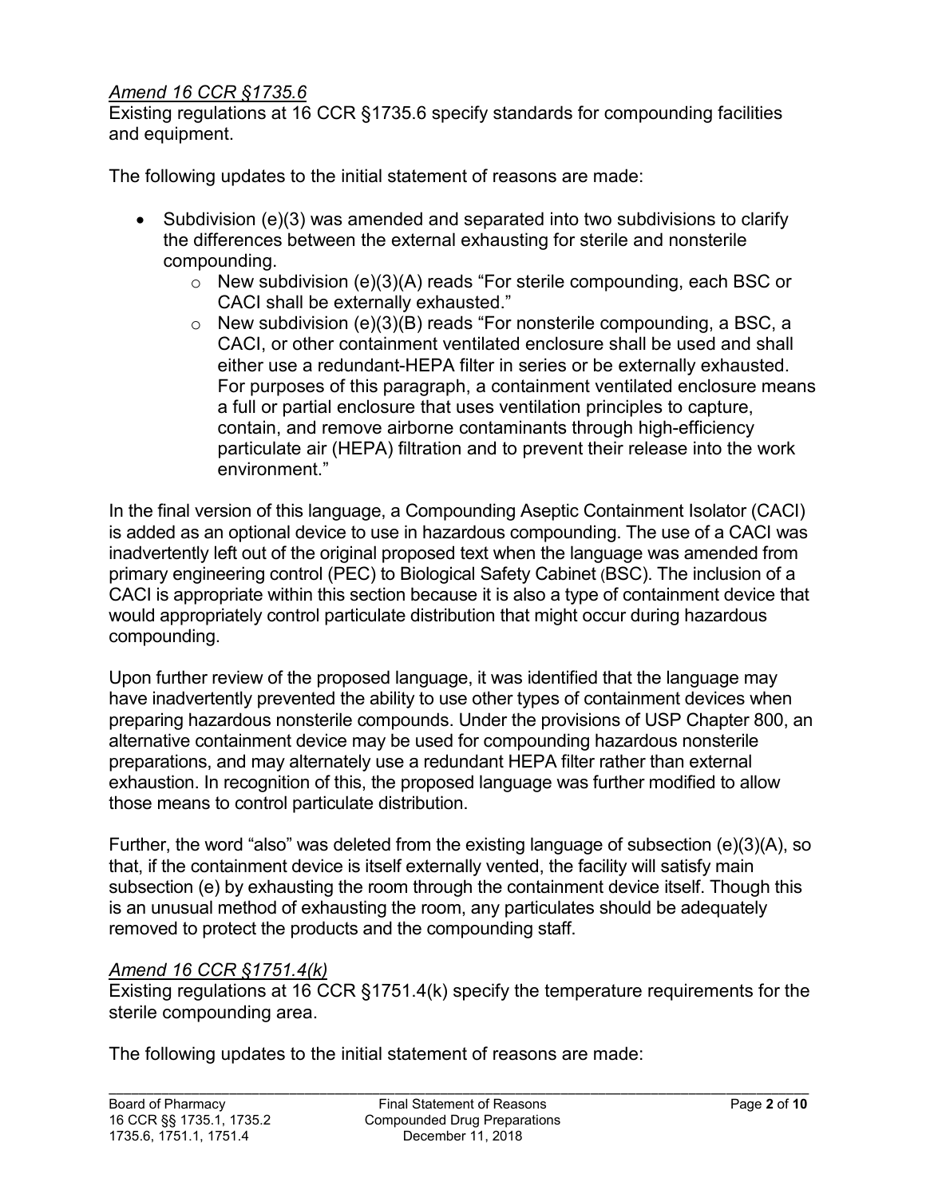*Amend 16 CCR §1735.6*

Existing regulations at 16 CCR §1735.6 specify standards for compounding facilities and equipment.

The following updates to the initial statement of reasons are made:

- Subdivision (e)(3) was amended and separated into two subdivisions to clarify the differences between the external exhausting for sterile and nonsterile compounding.
    - New subdivision (e)(3)(A) reads "For sterile compounding, each BSC or CACI shall be externally exhausted."
    - New subdivision (e)(3)(B) reads "For nonsterile compounding, a BSC, a CACI, or other containment ventilated enclosure shall be used and shall either use a redundant-HEPA filter in series or be externally exhausted. For purposes of this paragraph, a containment ventilated enclosure means a full or partial enclosure that uses ventilation principles to capture, contain, and remove airborne contaminants through high-efficiency particulate air (HEPA) filtration and to prevent their release into the work environment."

In the final version of this language, a Compounding Aseptic Containment Isolator (CACI) is added as an optional device to use in hazardous compounding. The use of a CACI was inadvertently left out of the original proposed text when the language was amended from primary engineering control (PEC) to Biological Safety Cabinet (BSC). The inclusion of a CACI is appropriate within this section because it is also a type of containment device that would appropriately control particulate distribution that might occur during hazardous compounding.

Upon further review of the proposed language, it was identified that the language may have inadvertently prevented the ability to use other types of containment devices when preparing hazardous nonsterile compounds. Under the provisions of USP Chapter 800, an alternative containment device may be used for compounding hazardous nonsterile preparations, and may alternately use a redundant HEPA filter rather than external exhaustion. In recognition of this, the proposed language was further modified to allow those means to control particulate distribution.

Further, the word "also" was deleted from the existing language of subsection (e)(3)(A), so that, if the containment device is itself externally vented, the facility will satisfy main subsection (e) by exhausting the room through the containment device itself. Though this is an unusual method of exhausting the room, any particulates should be adequately removed to protect the products and the compounding staff.

*Amend 16 CCR §1751.4(k)*

Existing regulations at 16 CCR §1751.4(k) specify the temperature requirements for the sterile compounding area.

The following updates to the initial statement of reasons are made: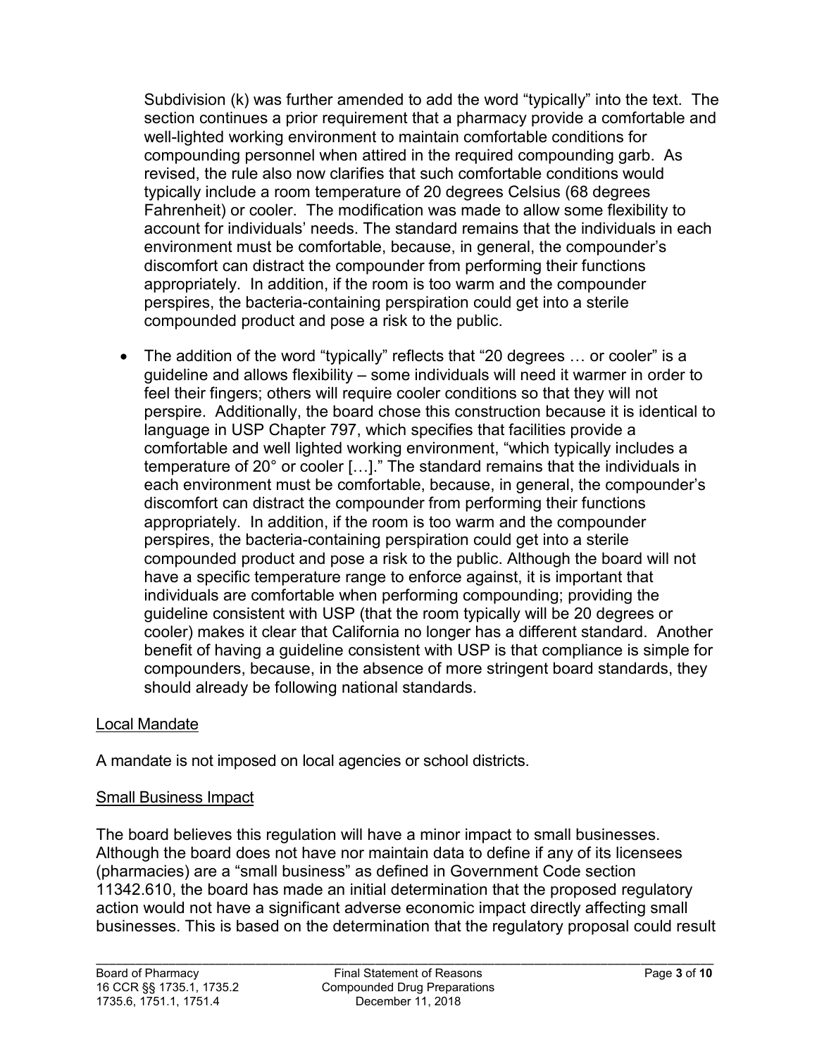Subdivision (k) was further amended to add the word "typically" into the text. The section continues a prior requirement that a pharmacy provide a comfortable and well-lighted working environment to maintain comfortable conditions for compounding personnel when attired in the required compounding garb. As revised, the rule also now clarifies that such comfortable conditions would typically include a room temperature of 20 degrees Celsius (68 degrees Fahrenheit) or cooler. The modification was made to allow some flexibility to account for individuals' needs. The standard remains that the individuals in each environment must be comfortable, because, in general, the compounder's discomfort can distract the compounder from performing their functions appropriately. In addition, if the room is too warm and the compounder perspires, the bacteria-containing perspiration could get into a sterile compounded product and pose a risk to the public.

- The addition of the word "typically" reflects that "20 degrees … or cooler" is a guideline and allows flexibility – some individuals will need it warmer in order to feel their fingers; others will require cooler conditions so that they will not perspire. Additionally, the board chose this construction because it is identical to language in USP Chapter 797, which specifies that facilities provide a comfortable and well lighted working environment, "which typically includes a temperature of 20° or cooler […]." The standard remains that the individuals in each environment must be comfortable, because, in general, the compounder's discomfort can distract the compounder from performing their functions appropriately. In addition, if the room is too warm and the compounder perspires, the bacteria-containing perspiration could get into a sterile compounded product and pose a risk to the public. Although the board will not have a specific temperature range to enforce against, it is important that individuals are comfortable when performing compounding; providing the guideline consistent with USP (that the room typically will be 20 degrees or cooler) makes it clear that California no longer has a different standard. Another benefit of having a guideline consistent with USP is that compliance is simple for compounders, because, in the absence of more stringent board standards, they should already be following national standards.

## Local Mandate

A mandate is not imposed on local agencies or school districts.

## Small Business Impact

The board believes this regulation will have a minor impact to small businesses. Although the board does not have nor maintain data to define if any of its licensees (pharmacies) are a "small business" as defined in Government Code section 11342.610, the board has made an initial determination that the proposed regulatory action would not have a significant adverse economic impact directly affecting small businesses. This is based on the determination that the regulatory proposal could result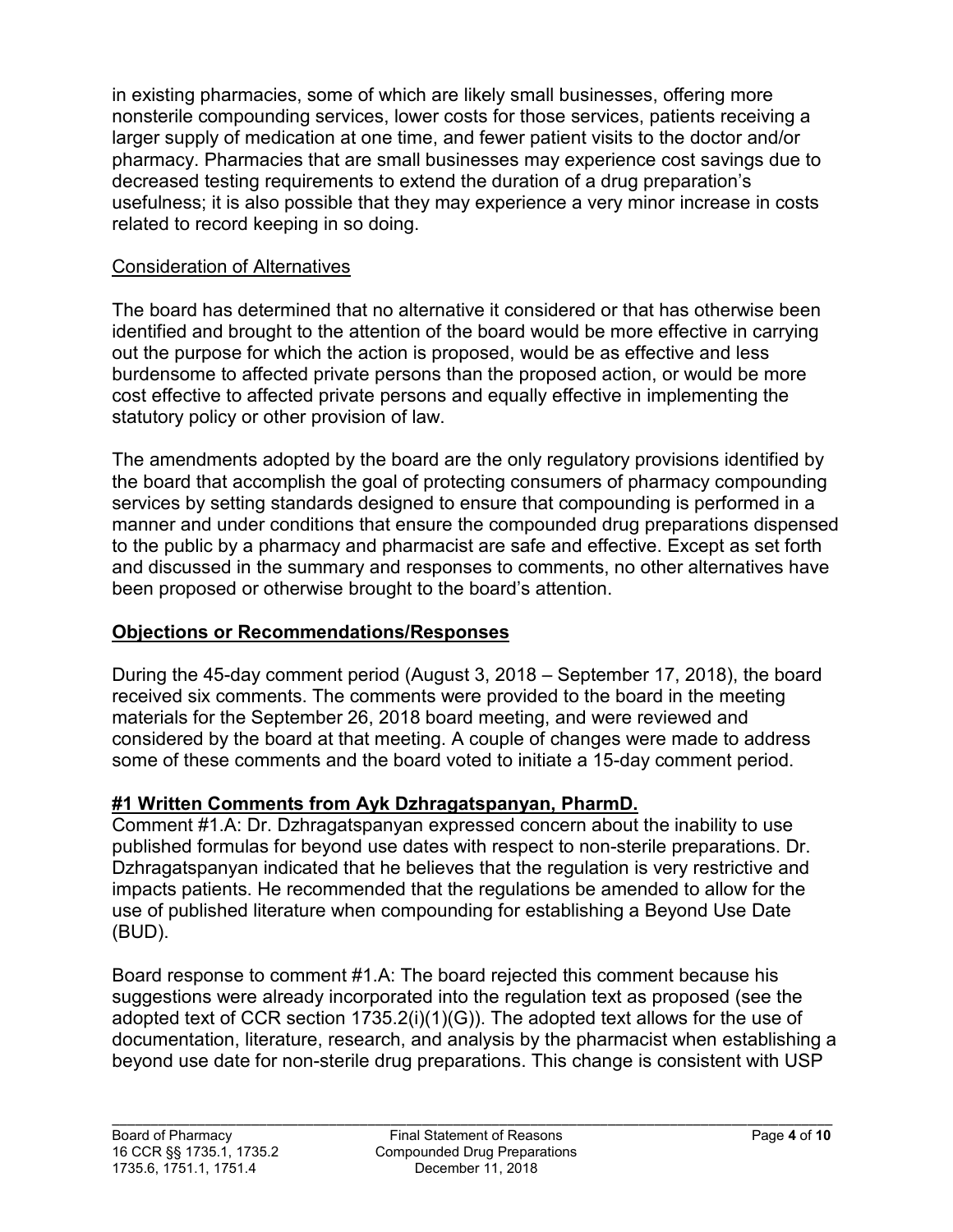in existing pharmacies, some of which are likely small businesses, offering more nonsterile compounding services, lower costs for those services, patients receiving a larger supply of medication at one time, and fewer patient visits to the doctor and/or pharmacy. Pharmacies that are small businesses may experience cost savings due to decreased testing requirements to extend the duration of a drug preparation's usefulness; it is also possible that they may experience a very minor increase in costs related to record keeping in so doing.

Consideration of Alternatives

The board has determined that no alternative it considered or that has otherwise been identified and brought to the attention of the board would be more effective in carrying out the purpose for which the action is proposed, would be as effective and less burdensome to affected private persons than the proposed action, or would be more cost effective to affected private persons and equally effective in implementing the statutory policy or other provision of law.

The amendments adopted by the board are the only regulatory provisions identified by the board that accomplish the goal of protecting consumers of pharmacy compounding services by setting standards designed to ensure that compounding is performed in a manner and under conditions that ensure the compounded drug preparations dispensed to the public by a pharmacy and pharmacist are safe and effective. Except as set forth and discussed in the summary and responses to comments, no other alternatives have been proposed or otherwise brought to the board's attention.

## **Objections or Recommendations/Responses**

During the 45-day comment period (August 3, 2018 – September 17, 2018), the board received six comments. The comments were provided to the board in the meeting materials for the September 26, 2018 board meeting, and were reviewed and considered by the board at that meeting. A couple of changes were made to address some of these comments and the board voted to initiate a 15-day comment period.

### **#1 Written Comments from Ayk Dzhragatspanyan, PharmD.**

Comment #1.A: Dr. Dzhragatspanyan expressed concern about the inability to use published formulas for beyond use dates with respect to non-sterile preparations. Dr. Dzhragatspanyan indicated that he believes that the regulation is very restrictive and impacts patients. He recommended that the regulations be amended to allow for the use of published literature when compounding for establishing a Beyond Use Date (BUD).

Board response to comment #1.A: The board rejected this comment because his suggestions were already incorporated into the regulation text as proposed (see the adopted text of CCR section 1735.2(i)(1)(G)). The adopted text allows for the use of documentation, literature, research, and analysis by the pharmacist when establishing a beyond use date for non-sterile drug preparations. This change is consistent with USP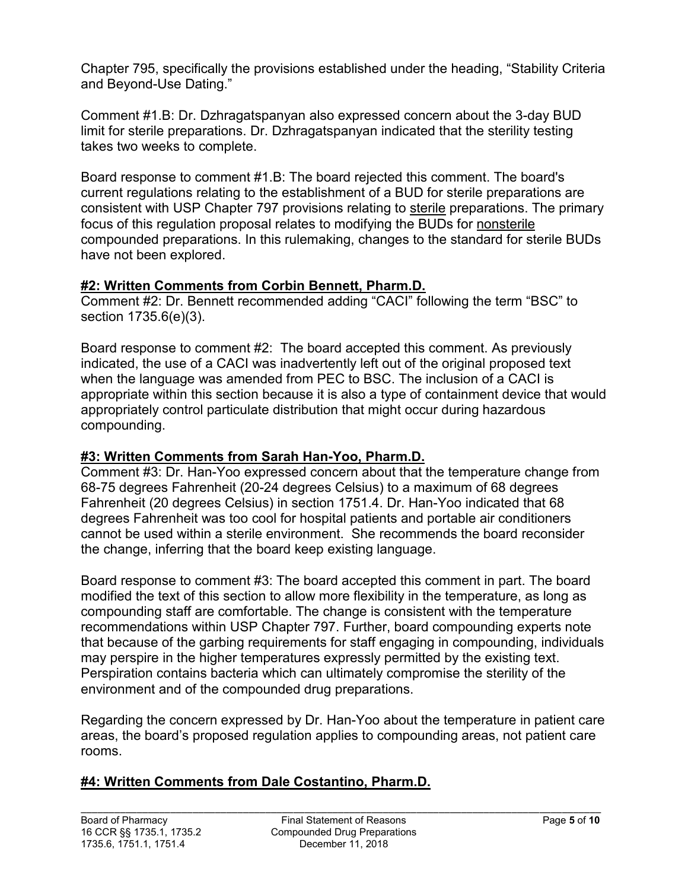Chapter 795, specifically the provisions established under the heading, "Stability Criteria and Beyond-Use Dating."

Comment #1.B: Dr. Dzhragatspanyan also expressed concern about the 3-day BUD limit for sterile preparations. Dr. Dzhragatspanyan indicated that the sterility testing takes two weeks to complete.

Board response to comment #1.B: The board rejected this comment. The board's current regulations relating to the establishment of a BUD for sterile preparations are consistent with USP Chapter 797 provisions relating to <u>sterile</u> preparations. The primary focus of this regulation proposal relates to modifying the BUDs for <u>nonsterile</u> compounded preparations. In this rulemaking, changes to the standard for sterile BUDs have not been explored.

**#2: Written Comments from Corbin Bennett, Pharm.D.**

Comment #2: Dr. Bennett recommended adding "CACI" following the term "BSC" to section 1735.6(e)(3).

Board response to comment #2: The board accepted this comment. As previously indicated, the use of a CACI was inadvertently left out of the original proposed text when the language was amended from PEC to BSC. The inclusion of a CACI is appropriate within this section because it is also a type of containment device that would appropriately control particulate distribution that might occur during hazardous compounding.

**#3: Written Comments from Sarah Han-Yoo, Pharm.D.**

Comment #3: Dr. Han-Yoo expressed concern about that the temperature change from 68-75 degrees Fahrenheit (20-24 degrees Celsius) to a maximum of 68 degrees Fahrenheit (20 degrees Celsius) in section 1751.4. Dr. Han-Yoo indicated that 68 degrees Fahrenheit was too cool for hospital patients and portable air conditioners cannot be used within a sterile environment. She recommends the board reconsider the change, inferring that the board keep existing language.

Board response to comment #3: The board accepted this comment in part. The board modified the text of this section to allow more flexibility in the temperature, as long as compounding staff are comfortable. The change is consistent with the temperature recommendations within USP Chapter 797. Further, board compounding experts note that because of the garbing requirements for staff engaging in compounding, individuals may perspire in the higher temperatures expressly permitted by the existing text. Perspiration contains bacteria which can ultimately compromise the sterility of the environment and of the compounded drug preparations.

Regarding the concern expressed by Dr. Han-Yoo about the temperature in patient care areas, the board's proposed regulation applies to compounding areas, not patient care rooms.

**#4: Written Comments from Dale Costantino, Pharm.D.**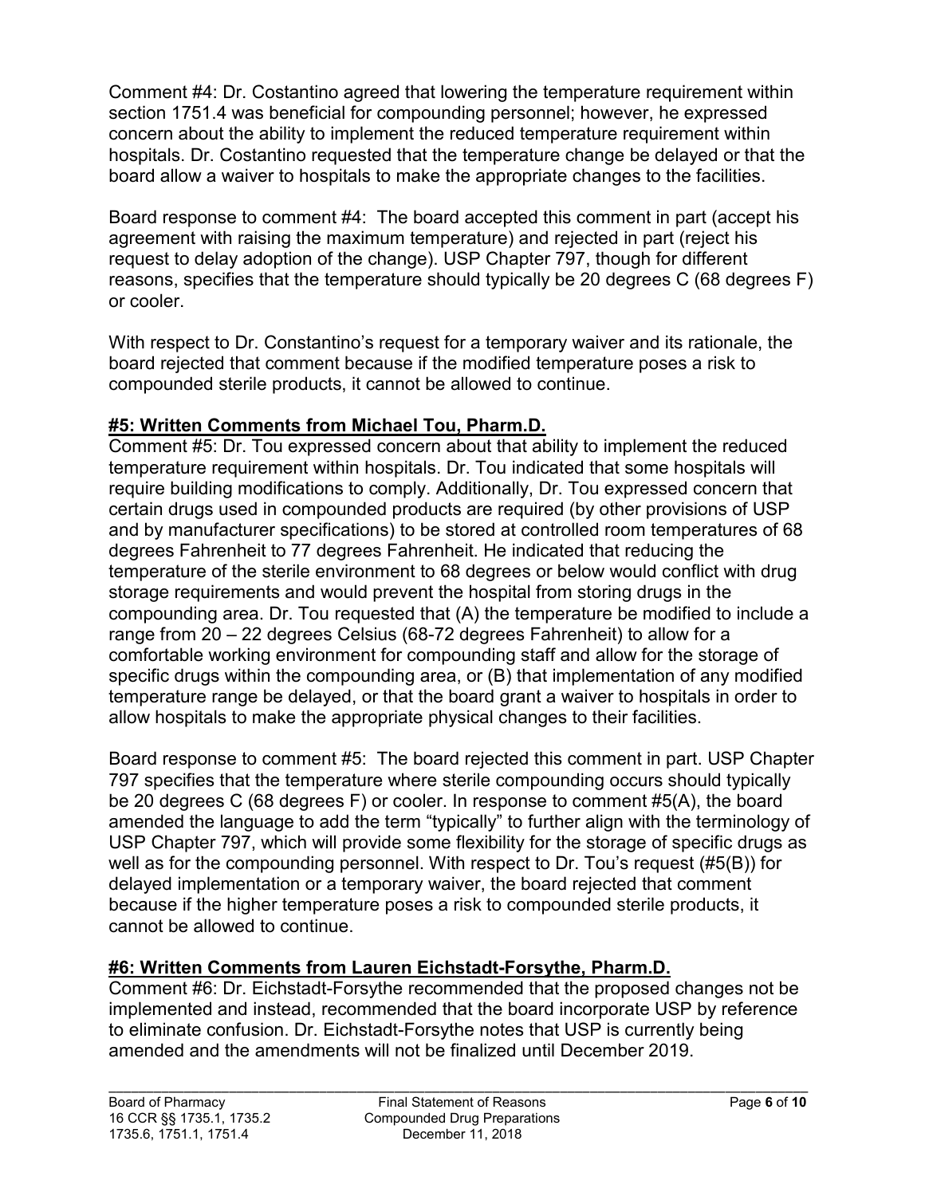Comment #4: Dr. Costantino agreed that lowering the temperature requirement within section 1751.4 was beneficial for compounding personnel; however, he expressed concern about the ability to implement the reduced temperature requirement within hospitals. Dr. Costantino requested that the temperature change be delayed or that the board allow a waiver to hospitals to make the appropriate changes to the facilities.

Board response to comment #4: The board accepted this comment in part (accept his agreement with raising the maximum temperature) and rejected in part (reject his request to delay adoption of the change). USP Chapter 797, though for different reasons, specifies that the temperature should typically be 20 degrees C (68 degrees F) or cooler.

With respect to Dr. Constantino's request for a temporary waiver and its rationale, the board rejected that comment because if the modified temperature poses a risk to compounded sterile products, it cannot be allowed to continue.

## **#5: Written Comments from Michael Tou, Pharm.D.**

Comment #5: Dr. Tou expressed concern about that ability to implement the reduced temperature requirement within hospitals. Dr. Tou indicated that some hospitals will require building modifications to comply. Additionally, Dr. Tou expressed concern that certain drugs used in compounded products are required (by other provisions of USP and by manufacturer specifications) to be stored at controlled room temperatures of 68 degrees Fahrenheit to 77 degrees Fahrenheit. He indicated that reducing the temperature of the sterile environment to 68 degrees or below would conflict with drug storage requirements and would prevent the hospital from storing drugs in the compounding area. Dr. Tou requested that (A) the temperature be modified to include a range from 20 – 22 degrees Celsius (68-72 degrees Fahrenheit) to allow for a comfortable working environment for compounding staff and allow for the storage of specific drugs within the compounding area, or (B) that implementation of any modified temperature range be delayed, or that the board grant a waiver to hospitals in order to allow hospitals to make the appropriate physical changes to their facilities.

Board response to comment #5: The board rejected this comment in part. USP Chapter 797 specifies that the temperature where sterile compounding occurs should typically be 20 degrees C (68 degrees F) or cooler. In response to comment #5(A), the board amended the language to add the term "typically" to further align with the terminology of USP Chapter 797, which will provide some flexibility for the storage of specific drugs as well as for the compounding personnel. With respect to Dr. Tou's request (#5(B)) for delayed implementation or a temporary waiver, the board rejected that comment because if the higher temperature poses a risk to compounded sterile products, it cannot be allowed to continue.

## **#6: Written Comments from Lauren Eichstadt-Forsythe, Pharm.D.**

Comment #6: Dr. Eichstadt-Forsythe recommended that the proposed changes not be implemented and instead, recommended that the board incorporate USP by reference to eliminate confusion. Dr. Eichstadt-Forsythe notes that USP is currently being amended and the amendments will not be finalized until December 2019.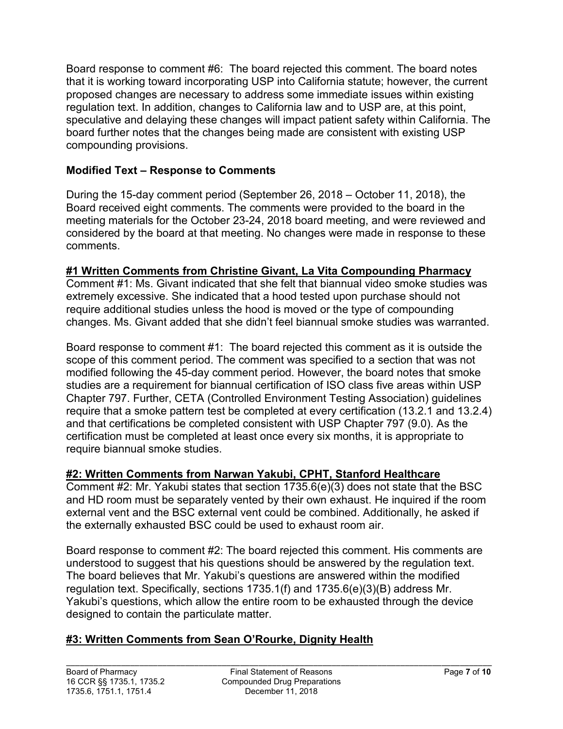Board response to comment #6: The board rejected this comment. The board notes that it is working toward incorporating USP into California statute; however, the current proposed changes are necessary to address some immediate issues within existing regulation text. In addition, changes to California law and to USP are, at this point, speculative and delaying these changes will impact patient safety within California. The board further notes that the changes being made are consistent with existing USP compounding provisions.

## Modified Text – Response to Comments

During the 15-day comment period (September 26, 2018 – October 11, 2018), the Board received eight comments. The comments were provided to the board in the meeting materials for the October 23-24, 2018 board meeting, and were reviewed and considered by the board at that meeting. No changes were made in response to these comments.

### #1 Written Comments from Christine Givant, La Vita Compounding Pharmacy

Comment #1: Ms. Givant indicated that she felt that biannual video smoke studies was extremely excessive. She indicated that a hood tested upon purchase should not require additional studies unless the hood is moved or the type of compounding changes. Ms. Givant added that she didn't feel biannual smoke studies was warranted.

Board response to comment #1: The board rejected this comment as it is outside the scope of this comment period. The comment was specified to a section that was not modified following the 45-day comment period. However, the board notes that smoke studies are a requirement for biannual certification of ISO class five areas within USP Chapter 797. Further, CETA (Controlled Environment Testing Association) guidelines require that a smoke pattern test be completed at every certification (13.2.1 and 13.2.4) and that certifications be completed consistent with USP Chapter 797 (9.0). As the certification must be completed at least once every six months, it is appropriate to require biannual smoke studies.

### #2: Written Comments from Narwan Yakubi, CPHT, Stanford Healthcare

Comment #2: Mr. Yakubi states that section 1735.6(e)(3) does not state that the BSC and HD room must be separately vented by their own exhaust. He inquired if the room external vent and the BSC external vent could be combined. Additionally, he asked if the externally exhausted BSC could be used to exhaust room air.

Board response to comment #2: The board rejected this comment. His comments are understood to suggest that his questions should be answered by the regulation text. The board believes that Mr. Yakubi's questions are answered within the modified regulation text. Specifically, sections 1735.1(f) and 1735.6(e)(3)(B) address Mr. Yakubi's questions, which allow the entire room to be exhausted through the device designed to contain the particulate matter.

### #3: Written Comments from Sean O'Rourke, Dignity Health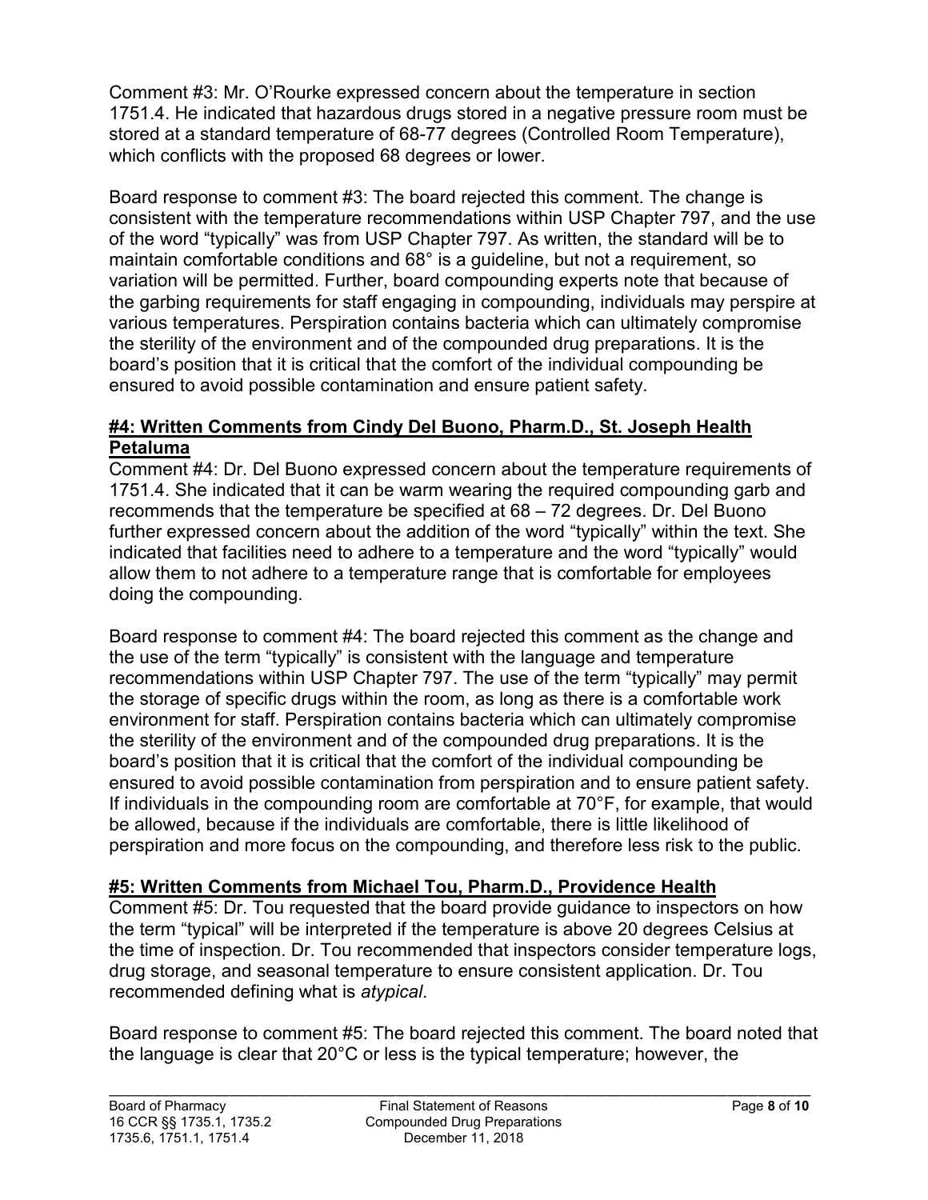Comment #3: Mr. O'Rourke expressed concern about the temperature in section 1751.4. He indicated that hazardous drugs stored in a negative pressure room must be stored at a standard temperature of 68-77 degrees (Controlled Room Temperature), which conflicts with the proposed 68 degrees or lower.

Board response to comment #3: The board rejected this comment. The change is consistent with the temperature recommendations within USP Chapter 797, and the use of the word "typically" was from USP Chapter 797. As written, the standard will be to maintain comfortable conditions and 68° is a guideline, but not a requirement, so variation will be permitted. Further, board compounding experts note that because of the garbing requirements for staff engaging in compounding, individuals may perspire at various temperatures. Perspiration contains bacteria which can ultimately compromise the sterility of the environment and of the compounded drug preparations. It is the board's position that it is critical that the comfort of the individual compounding be ensured to avoid possible contamination and ensure patient safety.

#### **#4: Written Comments from Cindy Del Buono, Pharm.D., St. Joseph Health Petaluma**

Comment #4: Dr. Del Buono expressed concern about the temperature requirements of 1751.4. She indicated that it can be warm wearing the required compounding garb and recommends that the temperature be specified at 68 – 72 degrees. Dr. Del Buono further expressed concern about the addition of the word "typically" within the text. She indicated that facilities need to adhere to a temperature and the word "typically" would allow them to not adhere to a temperature range that is comfortable for employees doing the compounding.

Board response to comment #4: The board rejected this comment as the change and the use of the term "typically" is consistent with the language and temperature recommendations within USP Chapter 797. The use of the term "typically" may permit the storage of specific drugs within the room, as long as there is a comfortable work environment for staff. Perspiration contains bacteria which can ultimately compromise the sterility of the environment and of the compounded drug preparations. It is the board's position that it is critical that the comfort of the individual compounding be ensured to avoid possible contamination from perspiration and to ensure patient safety. If individuals in the compounding room are comfortable at 70°F, for example, that would be allowed, because if the individuals are comfortable, there is little likelihood of perspiration and more focus on the compounding, and therefore less risk to the public.

#### **#5: Written Comments from Michael Tou, Pharm.D., Providence Health**

Comment #5: Dr. Tou requested that the board provide guidance to inspectors on how the term "typical" will be interpreted if the temperature is above 20 degrees Celsius at the time of inspection. Dr. Tou recommended that inspectors consider temperature logs, drug storage, and seasonal temperature to ensure consistent application. Dr. Tou recommended defining what is *atypical*.

Board response to comment #5: The board rejected this comment. The board noted that the language is clear that 20°C or less is the typical temperature; however, the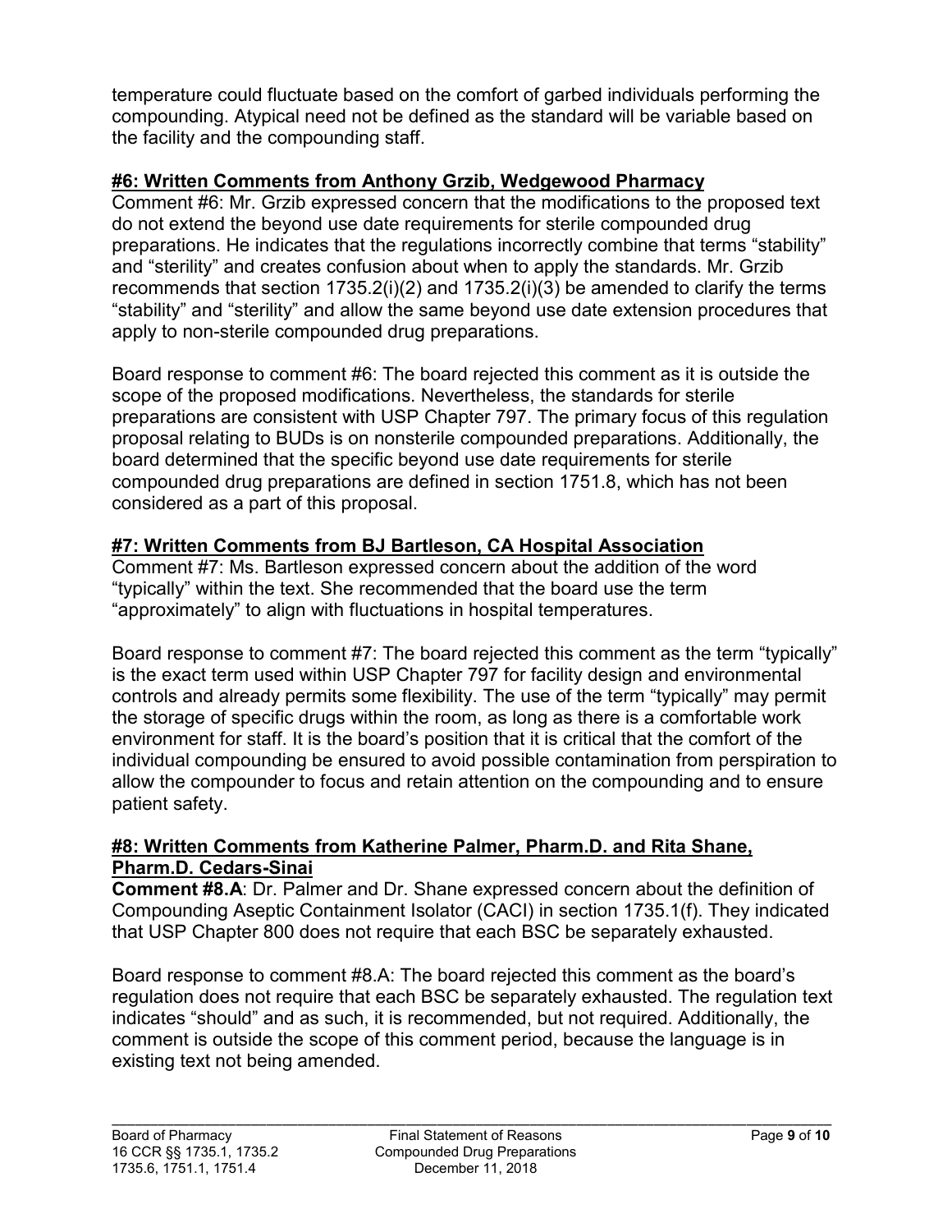temperature could fluctuate based on the comfort of garbed individuals performing the compounding. Atypical need not be defined as the standard will be variable based on the facility and the compounding staff.

## #6: Written Comments from Anthony Grzib, Wedgewood Pharmacy

Comment #6: Mr. Grzib expressed concern that the modifications to the proposed text do not extend the beyond use date requirements for sterile compounded drug preparations. He indicates that the regulations incorrectly combine that terms "stability" and "sterility" and creates confusion about when to apply the standards. Mr. Grzib recommends that section 1735.2(i)(2) and 1735.2(i)(3) be amended to clarify the terms "stability" and "sterility" and allow the same beyond use date extension procedures that apply to non-sterile compounded drug preparations.

Board response to comment #6: The board rejected this comment as it is outside the scope of the proposed modifications. Nevertheless, the standards for sterile preparations are consistent with USP Chapter 797. The primary focus of this regulation proposal relating to BUDs is on nonsterile compounded preparations. Additionally, the board determined that the specific beyond use date requirements for sterile compounded drug preparations are defined in section 1751.8, which has not been considered as a part of this proposal.

## #7: Written Comments from BJ Bartleson, CA Hospital Association

Comment #7: Ms. Bartleson expressed concern about the addition of the word "typically" within the text. She recommended that the board use the term "approximately" to align with fluctuations in hospital temperatures.

Board response to comment #7: The board rejected this comment as the term "typically" is the exact term used within USP Chapter 797 for facility design and environmental controls and already permits some flexibility. The use of the term "typically" may permit the storage of specific drugs within the room, as long as there is a comfortable work environment for staff. It is the board's position that it is critical that the comfort of the individual compounding be ensured to avoid possible contamination from perspiration to allow the compounder to focus and retain attention on the compounding and to ensure patient safety.

## #8: Written Comments from Katherine Palmer, Pharm.D. and Rita Shane, Pharm.D. Cedars-Sinai

**Comment #8.A**: Dr. Palmer and Dr. Shane expressed concern about the definition of Compounding Aseptic Containment Isolator (CACI) in section 1735.1(f). They indicated that USP Chapter 800 does not require that each BSC be separately exhausted.

Board response to comment #8.A: The board rejected this comment as the board's regulation does not require that each BSC be separately exhausted. The regulation text indicates "should" and as such, it is recommended, but not required. Additionally, the comment is outside the scope of this comment period, because the language is in existing text not being amended.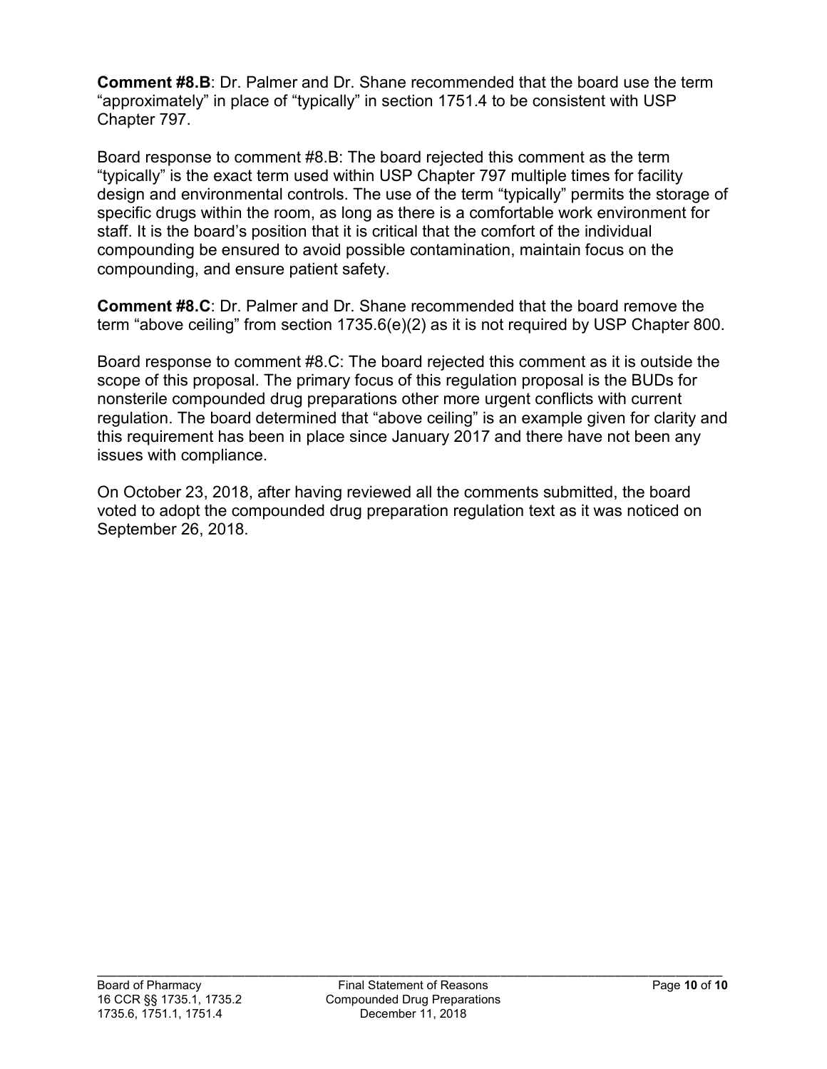**Comment #8.B**: Dr. Palmer and Dr. Shane recommended that the board use the term "approximately" in place of "typically" in section 1751.4 to be consistent with USP Chapter 797.

Board response to comment #8.B: The board rejected this comment as the term "typically" is the exact term used within USP Chapter 797 multiple times for facility design and environmental controls. The use of the term "typically" permits the storage of specific drugs within the room, as long as there is a comfortable work environment for staff. It is the board's position that it is critical that the comfort of the individual compounding be ensured to avoid possible contamination, maintain focus on the compounding, and ensure patient safety.

**Comment #8.C**: Dr. Palmer and Dr. Shane recommended that the board remove the term "above ceiling" from section 1735.6(e)(2) as it is not required by USP Chapter 800.

Board response to comment #8.C: The board rejected this comment as it is outside the scope of this proposal. The primary focus of this regulation proposal is the BUDs for nonsterile compounded drug preparations other more urgent conflicts with current regulation. The board determined that "above ceiling" is an example given for clarity and this requirement has been in place since January 2017 and there have not been any issues with compliance.

On October 23, 2018, after having reviewed all the comments submitted, the board voted to adopt the compounded drug preparation regulation text as it was noticed on September 26, 2018.